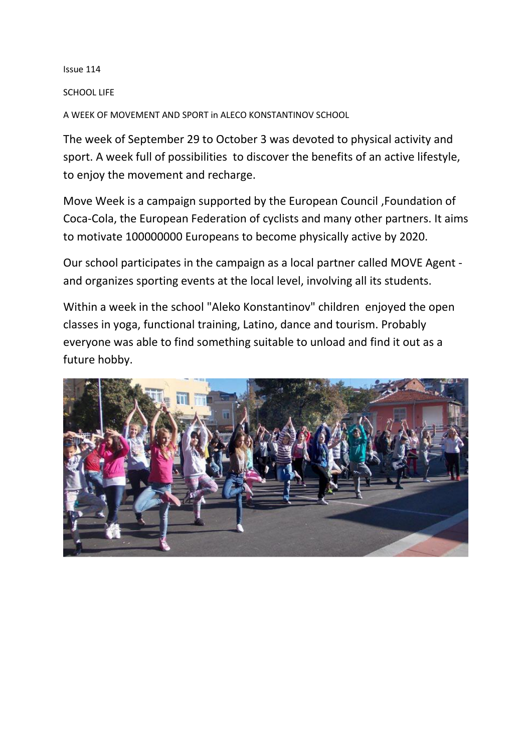Issue 114

SCHOOL LIFE

# A WEEK OF MOVEMENT AND SPORT in ALECO KONSTANTINOV SCHOOL

The week of September 29 to October 3 was devoted to physical activity and sport. A week full of possibilities  to discover the benefits of an active lifestyle, to enjoy the movement and recharge.

Move Week is a campaign supported by the European Council ,Foundation of Coca-Cola, the European Federation of cyclists and many other partners. It aims to motivate 100000000 Europeans to become physically active by 2020.

Our school participates in the campaign as a local partner called MOVE Agent - and organizes sporting events at the local level, involving all its students.

Within a week in the school "Aleko Konstantinov" children  enjoyed the open classes in yoga, functional training, Latino, dance and tourism. Probably everyone was able to find something suitable to unload and find it out as a future hobby.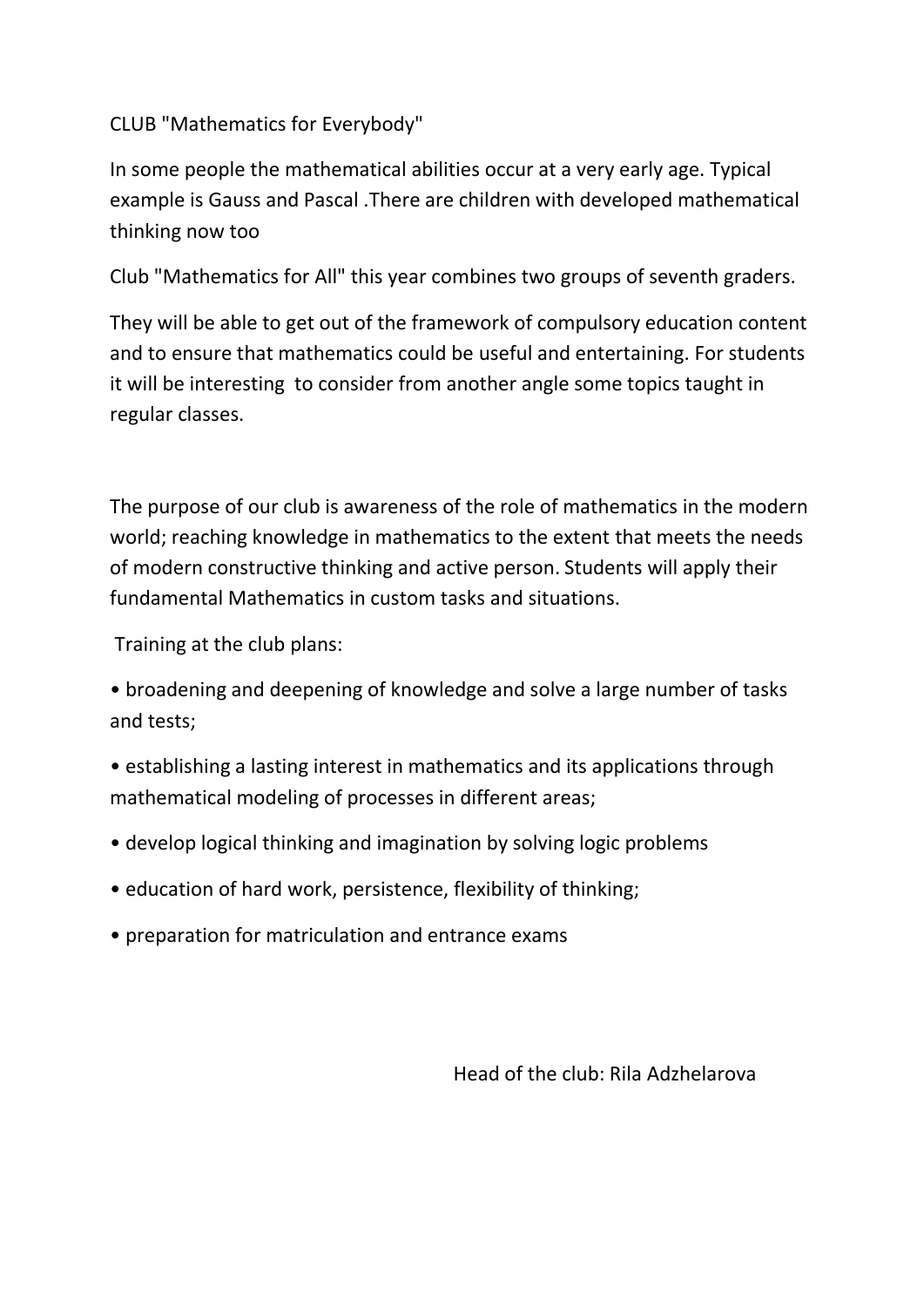CLUB "Mathematics for Everybody"

In some people the mathematical abilities occur at a very early age. Typical example is Gauss and Pascal .There are children with developed mathematical thinking now too

Club "Mathematics for All" this year combines two groups of seventh graders.

They will be able to get out of the framework of compulsory education content and to ensure that mathematics could be useful and entertaining. For students it will be interesting to consider from another angle some topics taught in regular classes.

The purpose of our club is awareness of the role of mathematics in the modern world; reaching knowledge in mathematics to the extent that meets the needs of modern constructive thinking and active person. Students will apply their fundamental Mathematics in custom tasks and situations.

Training at the club plans:

- broadening and deepening of knowledge and solve a large number of tasks and tests;
- establishing a lasting interest in mathematics and its applications through mathematical modeling of processes in different areas;
- develop logical thinking and imagination by solving logic problems
- education of hard work, persistence, flexibility of thinking;
- preparation for matriculation and entrance exams

Head of the club: Rila Adzhelarova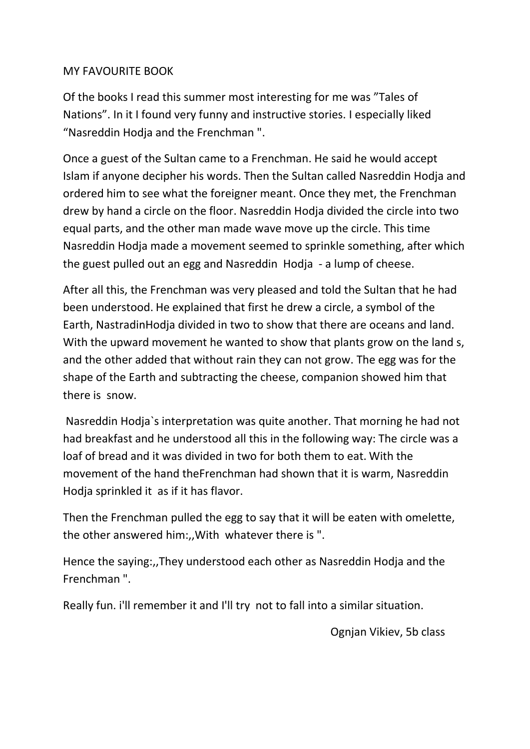# MY FAVOURITE BOOK

Of the books I read this summer most interesting for me was ”Tales of Nations”. In it I found very funny and instructive stories. I especially liked “Nasreddin Hodja and the Frenchman ".

Once a guest of the Sultan came to a Frenchman. He said he would accept Islam if anyone decipher his words. Then the Sultan called Nasreddin Hodja and ordered him to see what the foreigner meant. Once they met, the Frenchman drew by hand a circle on the floor. Nasreddin Hodja divided the circle into two equal parts, and the other man made wave move up the circle. This time Nasreddin Hodja made a movement seemed to sprinkle something, after which the guest pulled out an egg and Nasreddin Hodja - a lump of cheese.

After all this, the Frenchman was very pleased and told the Sultan that he had been understood. He explained that first he drew a circle, a symbol of the Earth, NastradinHodja divided in two to show that there are oceans and land. With the upward movement he wanted to show that plants grow on the land s, and the other added that without rain they can not grow. The egg was for the shape of the Earth and subtracting the cheese, companion showed him that there is snow.

Nasreddin Hodja`s interpretation was quite another. That morning he had not had breakfast and he understood all this in the following way: The circle was a loaf of bread and it was divided in two for both them to eat. With the movement of the hand theFrenchman had shown that it is warm, Nasreddin Hodja sprinkled it as if it has flavor.

Then the Frenchman pulled the egg to say that it will be eaten with omelette, the other answered him:,,With whatever there is ".

Hence the saying:,,They understood each other as Nasreddin Hodja and the Frenchman ".

Really fun. i'll remember it and I'll try not to fall into a similar situation.

Ognjan Vikiev, 5b class